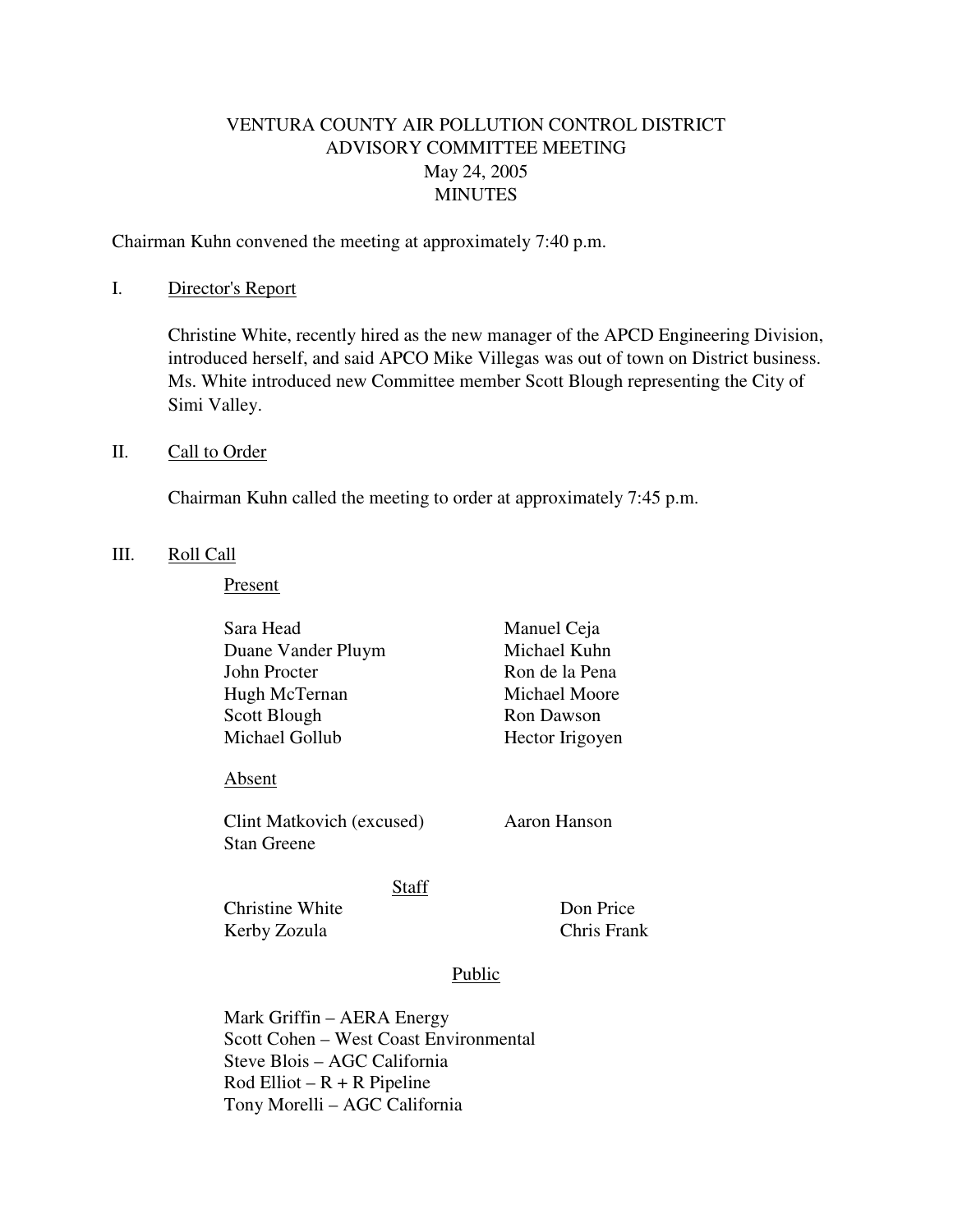# VENTURA COUNTY AIR POLLUTION CONTROL DISTRICT
## ADVISORY COMMITTEE MEETING
## May 24, 2005
## MINUTES

Chairman Kuhn convened the meeting at approximately 7:40 p.m.

I. Director's Report

Christine White, recently hired as the new manager of the APCD Engineering Division, introduced herself, and said APCO Mike Villegas was out of town on District business. Ms. White introduced new Committee member Scott Blough representing the City of Simi Valley.

II. Call to Order

Chairman Kuhn called the meeting to order at approximately 7:45 p.m.

III. Roll Call

Present

Sara Head
Duane Vander Pluym
John Procter
Hugh McTernan
Scott Blough
Michael Gollub
Manuel Ceja
Michael Kuhn
Ron de la Pena
Michael Moore
Ron Dawson
Hector Irigoyen

Absent

Clint Matkovich (excused)
Stan Greene
Aaron Hanson

Staff

Christine White
Kerby Zozula
Don Price
Chris Frank

Public

Mark Griffin – AERA Energy
Scott Cohen – West Coast Environmental
Steve Blois – AGC California
Rod Elliot – R + R Pipeline
Tony Morelli – AGC California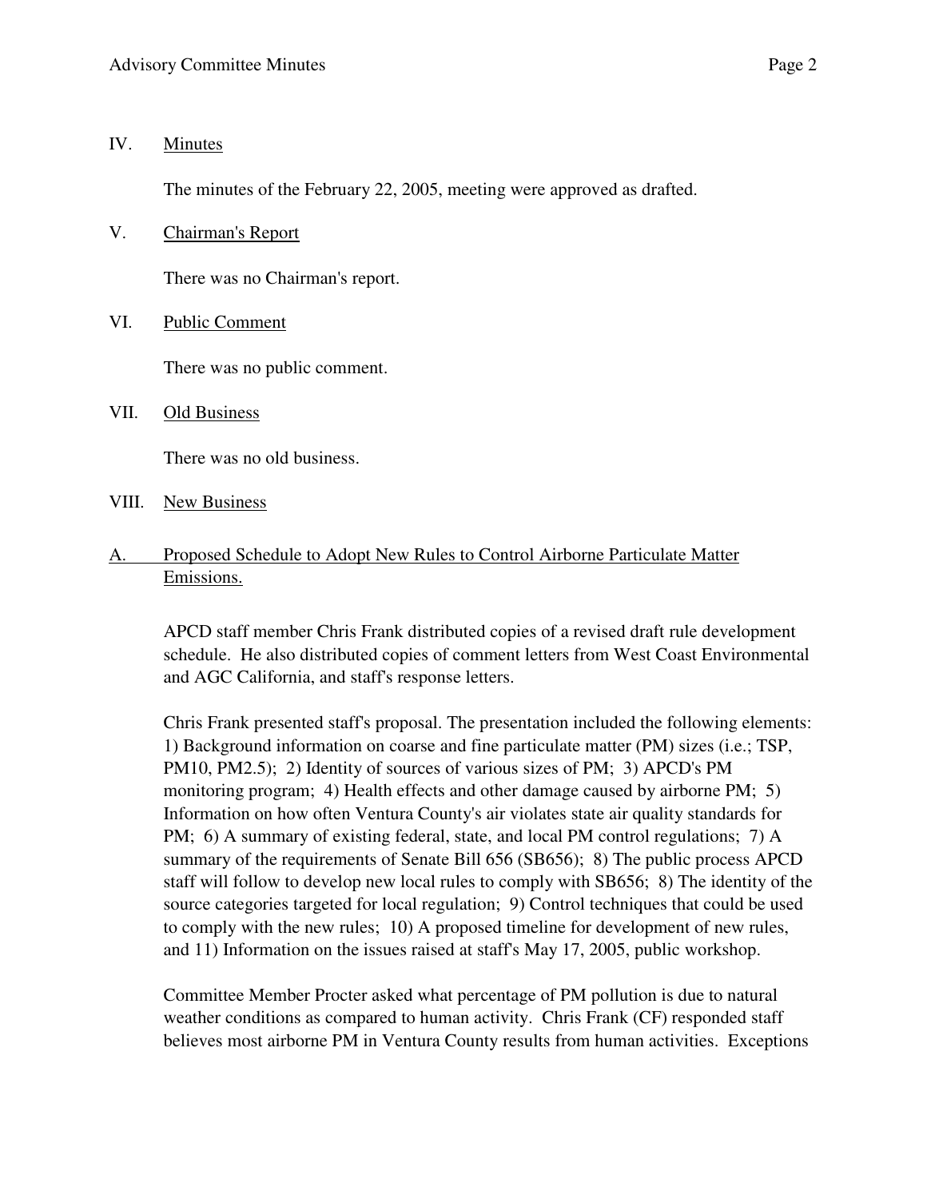IV. Minutes

The minutes of the February 22, 2005, meeting were approved as drafted.

V. Chairman's Report

There was no Chairman's report.

VI. Public Comment

There was no public comment.

VII. Old Business

There was no old business.

VIII. New Business

A. Proposed Schedule to Adopt New Rules to Control Airborne Particulate Matter Emissions.

APCD staff member Chris Frank distributed copies of a revised draft rule development schedule. He also distributed copies of comment letters from West Coast Environmental and AGC California, and staff's response letters.

Chris Frank presented staff's proposal. The presentation included the following elements: 1) Background information on coarse and fine particulate matter (PM) sizes (i.e.; TSP, PM10, PM2.5); 2) Identity of sources of various sizes of PM; 3) APCD's PM monitoring program; 4) Health effects and other damage caused by airborne PM; 5) Information on how often Ventura County's air violates state air quality standards for PM; 6) A summary of existing federal, state, and local PM control regulations; 7) A summary of the requirements of Senate Bill 656 (SB656); 8) The public process APCD staff will follow to develop new local rules to comply with SB656; 8) The identity of the source categories targeted for local regulation; 9) Control techniques that could be used to comply with the new rules; 10) A proposed timeline for development of new rules, and 11) Information on the issues raised at staff's May 17, 2005, public workshop.

Committee Member Procter asked what percentage of PM pollution is due to natural weather conditions as compared to human activity. Chris Frank (CF) responded staff believes most airborne PM in Ventura County results from human activities. Exceptions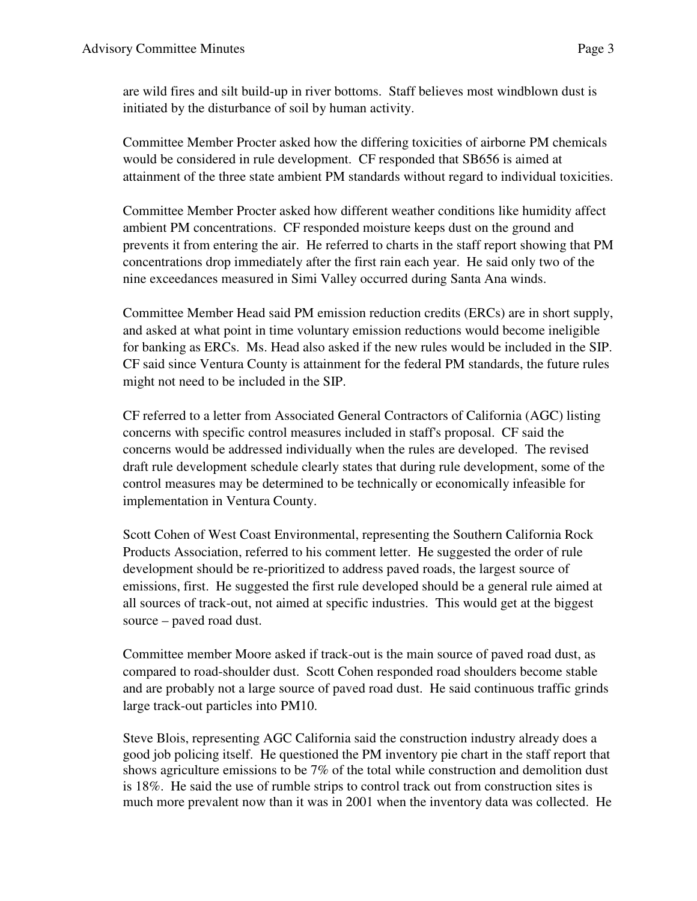are wild fires and silt build-up in river bottoms. Staff believes most windblown dust is initiated by the disturbance of soil by human activity.

Committee Member Procter asked how the differing toxicities of airborne PM chemicals would be considered in rule development. CF responded that SB656 is aimed at attainment of the three state ambient PM standards without regard to individual toxicities.

Committee Member Procter asked how different weather conditions like humidity affect ambient PM concentrations. CF responded moisture keeps dust on the ground and prevents it from entering the air. He referred to charts in the staff report showing that PM concentrations drop immediately after the first rain each year. He said only two of the nine exceedances measured in Simi Valley occurred during Santa Ana winds.

Committee Member Head said PM emission reduction credits (ERCs) are in short supply, and asked at what point in time voluntary emission reductions would become ineligible for banking as ERCs. Ms. Head also asked if the new rules would be included in the SIP. CF said since Ventura County is attainment for the federal PM standards, the future rules might not need to be included in the SIP.

CF referred to a letter from Associated General Contractors of California (AGC) listing concerns with specific control measures included in staff's proposal. CF said the concerns would be addressed individually when the rules are developed. The revised draft rule development schedule clearly states that during rule development, some of the control measures may be determined to be technically or economically infeasible for implementation in Ventura County.

Scott Cohen of West Coast Environmental, representing the Southern California Rock Products Association, referred to his comment letter. He suggested the order of rule development should be re-prioritized to address paved roads, the largest source of emissions, first. He suggested the first rule developed should be a general rule aimed at all sources of track-out, not aimed at specific industries. This would get at the biggest source – paved road dust.

Committee member Moore asked if track-out is the main source of paved road dust, as compared to road-shoulder dust. Scott Cohen responded road shoulders become stable and are probably not a large source of paved road dust. He said continuous traffic grinds large track-out particles into PM10.

Steve Blois, representing AGC California said the construction industry already does a good job policing itself. He questioned the PM inventory pie chart in the staff report that shows agriculture emissions to be 7% of the total while construction and demolition dust is 18%. He said the use of rumble strips to control track out from construction sites is much more prevalent now than it was in 2001 when the inventory data was collected. He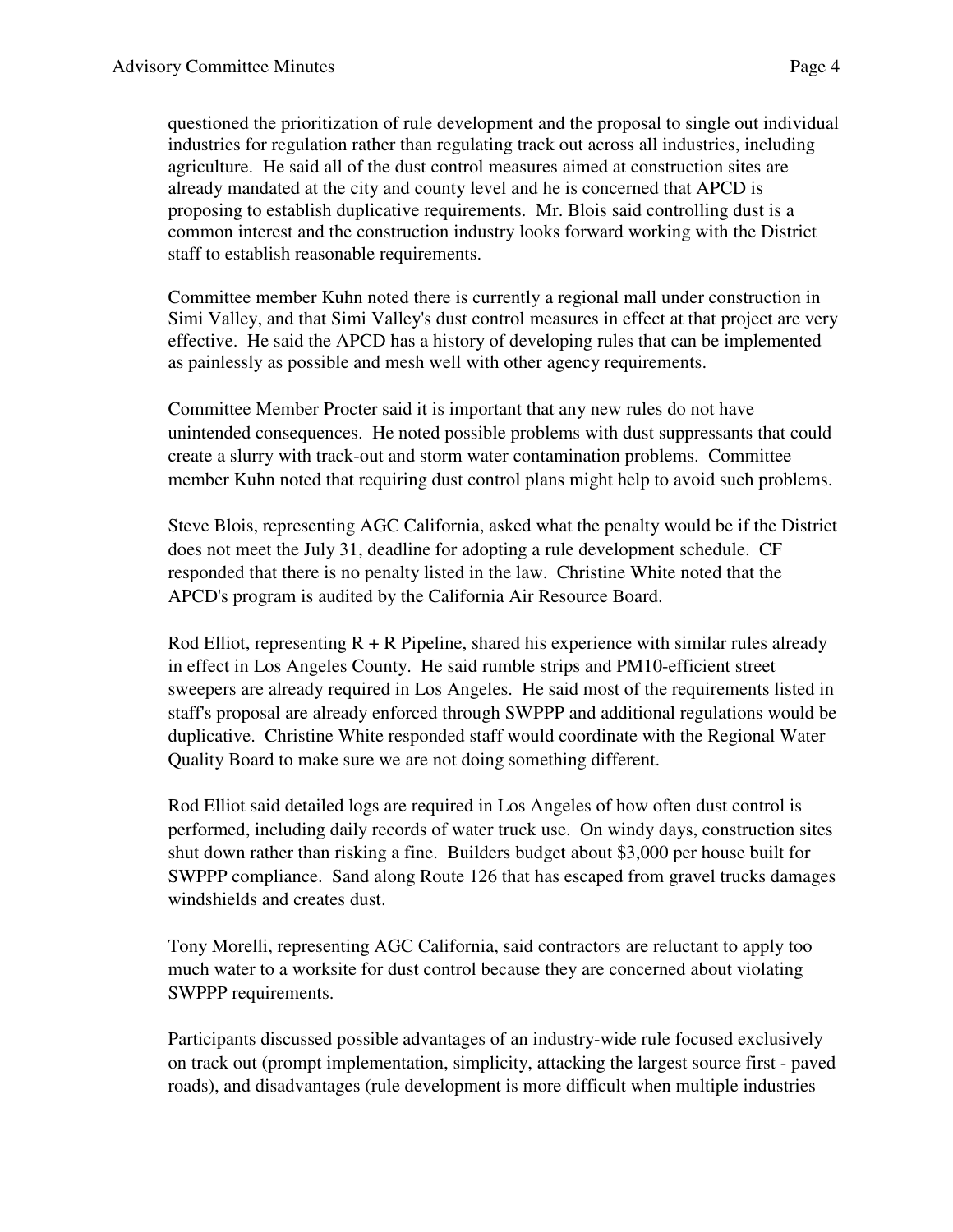questioned the prioritization of rule development and the proposal to single out individual industries for regulation rather than regulating track out across all industries, including agriculture. He said all of the dust control measures aimed at construction sites are already mandated at the city and county level and he is concerned that APCD is proposing to establish duplicative requirements. Mr. Blois said controlling dust is a common interest and the construction industry looks forward working with the District staff to establish reasonable requirements.

Committee member Kuhn noted there is currently a regional mall under construction in Simi Valley, and that Simi Valley's dust control measures in effect at that project are very effective. He said the APCD has a history of developing rules that can be implemented as painlessly as possible and mesh well with other agency requirements.

Committee Member Procter said it is important that any new rules do not have unintended consequences. He noted possible problems with dust suppressants that could create a slurry with track-out and storm water contamination problems. Committee member Kuhn noted that requiring dust control plans might help to avoid such problems.

Steve Blois, representing AGC California, asked what the penalty would be if the District does not meet the July 31, deadline for adopting a rule development schedule. CF responded that there is no penalty listed in the law. Christine White noted that the APCD's program is audited by the California Air Resource Board.

Rod Elliot, representing R + R Pipeline, shared his experience with similar rules already in effect in Los Angeles County. He said rumble strips and PM10-efficient street sweepers are already required in Los Angeles. He said most of the requirements listed in staff's proposal are already enforced through SWPPP and additional regulations would be duplicative. Christine White responded staff would coordinate with the Regional Water Quality Board to make sure we are not doing something different.

Rod Elliot said detailed logs are required in Los Angeles of how often dust control is performed, including daily records of water truck use. On windy days, construction sites shut down rather than risking a fine. Builders budget about $3,000 per house built for SWPPP compliance. Sand along Route 126 that has escaped from gravel trucks damages windshields and creates dust.

Tony Morelli, representing AGC California, said contractors are reluctant to apply too much water to a worksite for dust control because they are concerned about violating SWPPP requirements.

Participants discussed possible advantages of an industry-wide rule focused exclusively on track out (prompt implementation, simplicity, attacking the largest source first - paved roads), and disadvantages (rule development is more difficult when multiple industries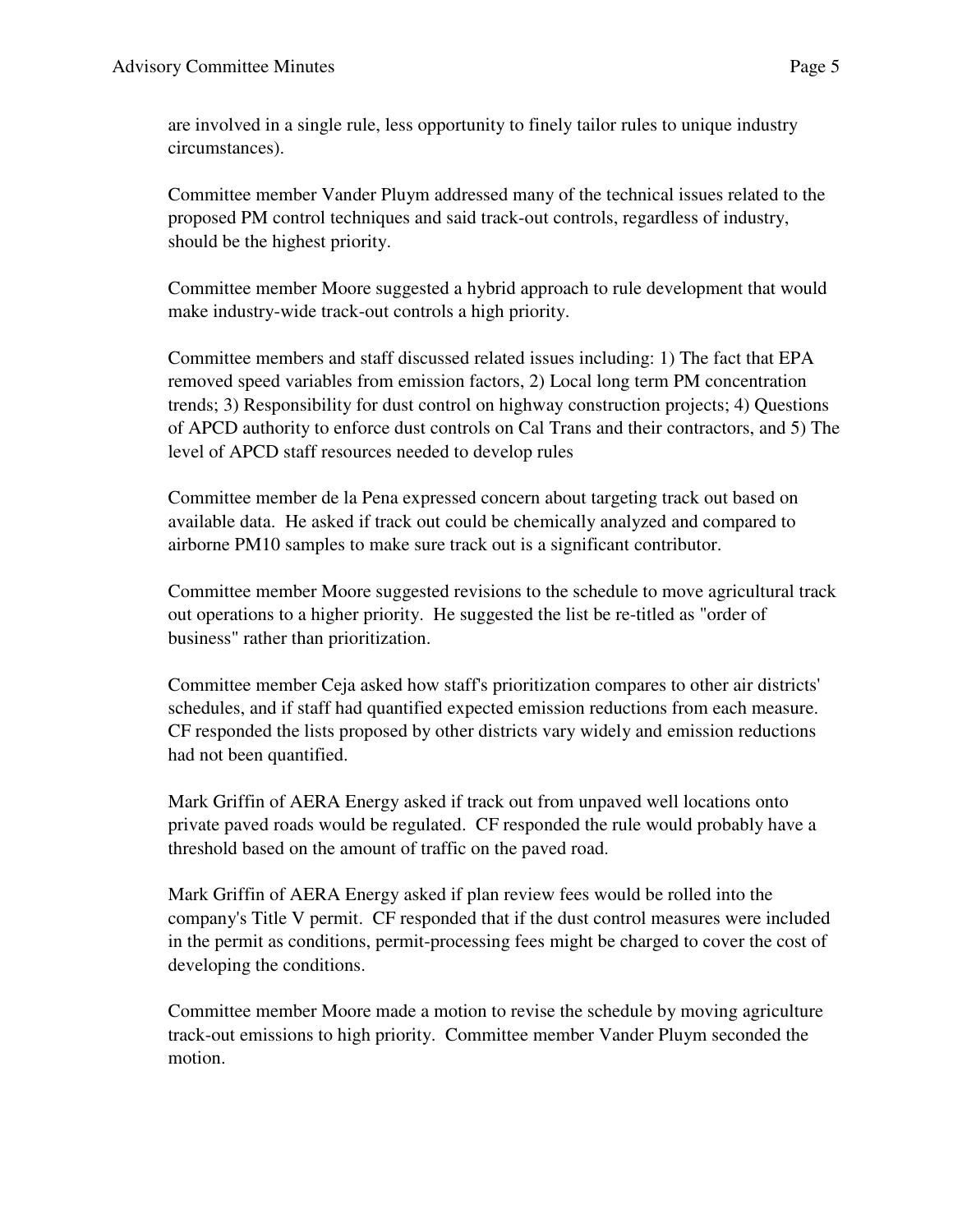are involved in a single rule, less opportunity to finely tailor rules to unique industry circumstances).

Committee member Vander Pluym addressed many of the technical issues related to the proposed PM control techniques and said track-out controls, regardless of industry, should be the highest priority.

Committee member Moore suggested a hybrid approach to rule development that would make industry-wide track-out controls a high priority.

Committee members and staff discussed related issues including: 1) The fact that EPA removed speed variables from emission factors, 2) Local long term PM concentration trends; 3) Responsibility for dust control on highway construction projects; 4) Questions of APCD authority to enforce dust controls on Cal Trans and their contractors, and 5) The level of APCD staff resources needed to develop rules

Committee member de la Pena expressed concern about targeting track out based on available data. He asked if track out could be chemically analyzed and compared to airborne PM10 samples to make sure track out is a significant contributor.

Committee member Moore suggested revisions to the schedule to move agricultural track out operations to a higher priority. He suggested the list be re-titled as "order of business" rather than prioritization.

Committee member Ceja asked how staff's prioritization compares to other air districts' schedules, and if staff had quantified expected emission reductions from each measure. CF responded the lists proposed by other districts vary widely and emission reductions had not been quantified.

Mark Griffin of AERA Energy asked if track out from unpaved well locations onto private paved roads would be regulated. CF responded the rule would probably have a threshold based on the amount of traffic on the paved road.

Mark Griffin of AERA Energy asked if plan review fees would be rolled into the company's Title V permit. CF responded that if the dust control measures were included in the permit as conditions, permit-processing fees might be charged to cover the cost of developing the conditions.

Committee member Moore made a motion to revise the schedule by moving agriculture track-out emissions to high priority. Committee member Vander Pluym seconded the motion.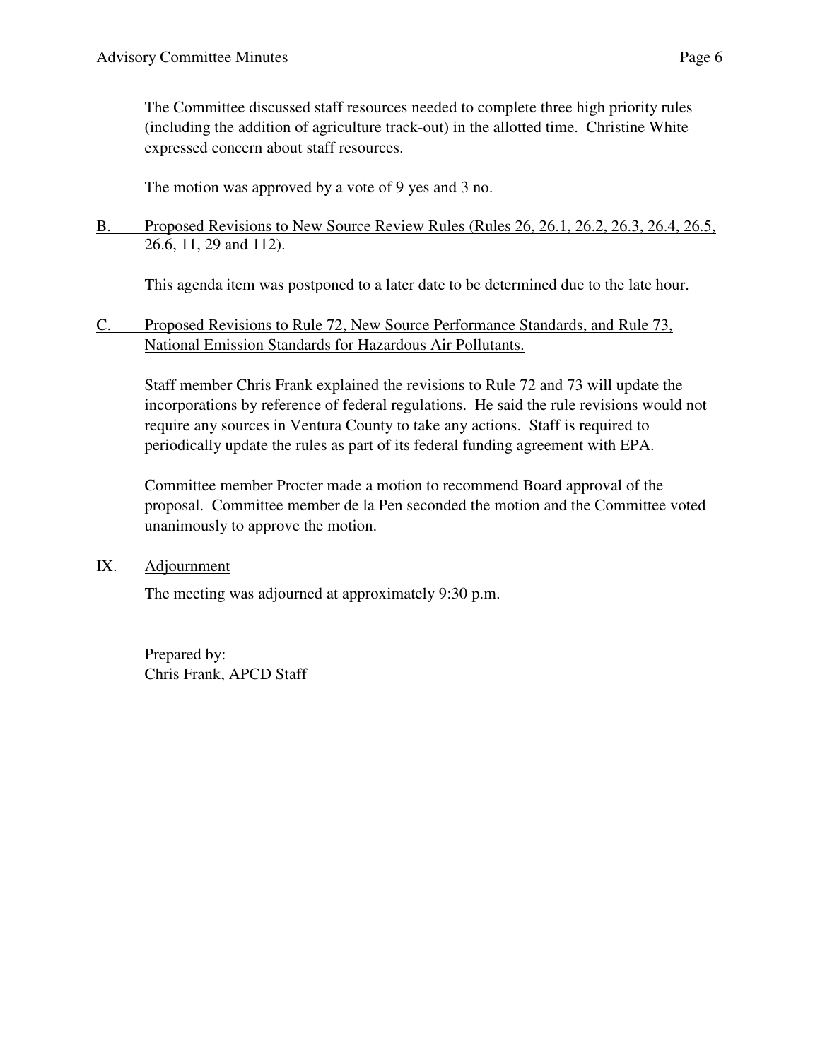The Committee discussed staff resources needed to complete three high priority rules (including the addition of agriculture track-out) in the allotted time. Christine White expressed concern about staff resources.

The motion was approved by a vote of 9 yes and 3 no.

B. <u>Proposed Revisions to New Source Review Rules (Rules 26, 26.1, 26.2, 26.3, 26.4, 26.5, 26.6, 11, 29 and 112).</u>

This agenda item was postponed to a later date to be determined due to the late hour.

C. <u>Proposed Revisions to Rule 72, New Source Performance Standards, and Rule 73, National Emission Standards for Hazardous Air Pollutants.</u>

Staff member Chris Frank explained the revisions to Rule 72 and 73 will update the incorporations by reference of federal regulations. He said the rule revisions would not require any sources in Ventura County to take any actions. Staff is required to periodically update the rules as part of its federal funding agreement with EPA.

Committee member Procter made a motion to recommend Board approval of the proposal. Committee member de la Pen seconded the motion and the Committee voted unanimously to approve the motion.

IX. <u>Adjournment</u>

The meeting was adjourned at approximately 9:30 p.m.

Prepared by:
Chris Frank, APCD Staff